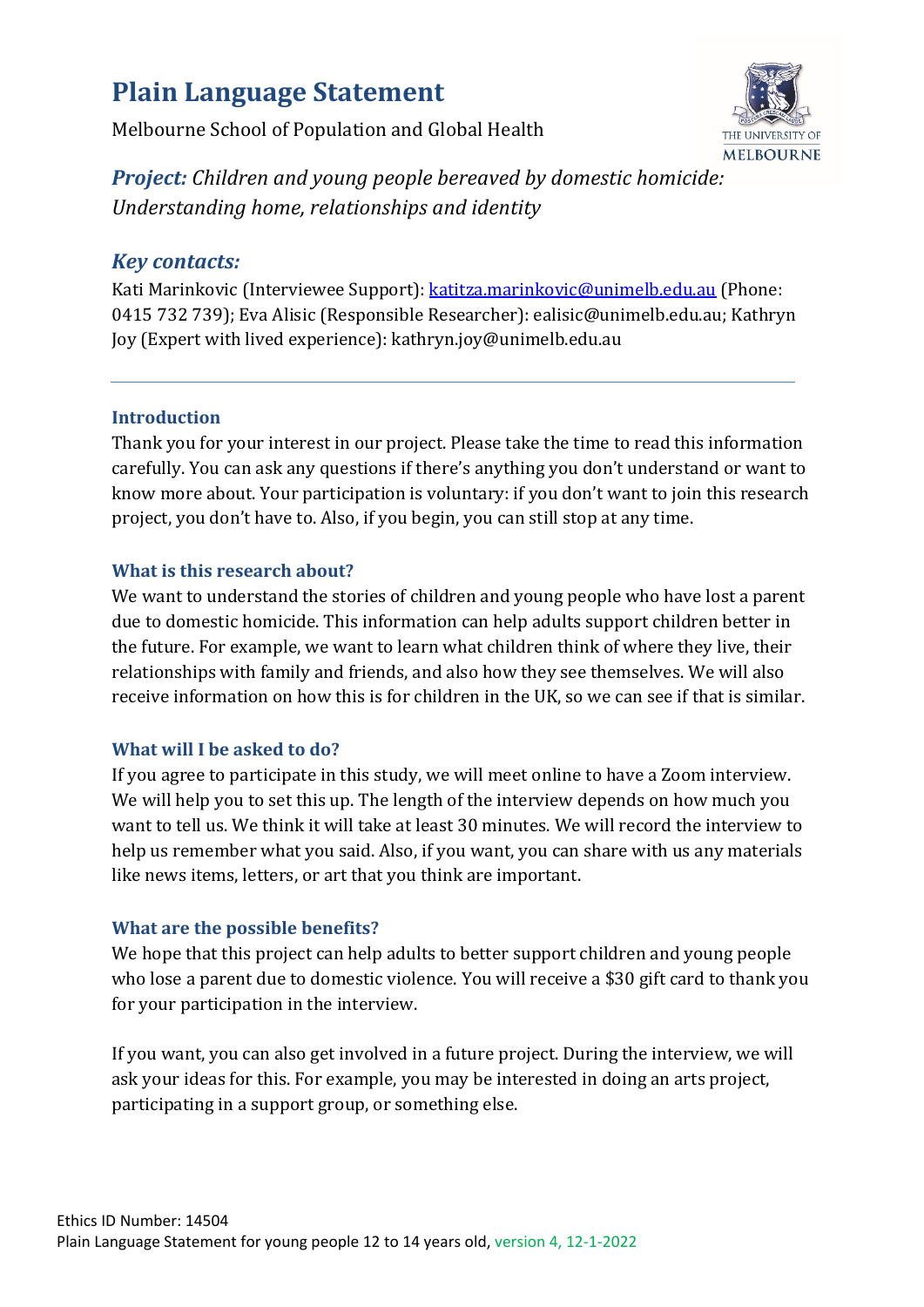# Plain Language Statement

Melbourne School of Population and Global Health

## *Project: Children and young people bereaved by domestic homicide: Understanding home, relationships and identity*

## *Key contacts:*

Kati Marinkovic (Interviewee Support): katitza.marinkovic@unimelb.edu.au (Phone: 0415 732 739); Eva Alisic (Responsible Researcher): ealisic@unimelb.edu.au; Kathryn Joy (Expert with lived experience): kathryn.joy@unimelb.edu.au

---

### Introduction

Thank you for your interest in our project. Please take the time to read this information carefully. You can ask any questions if there's anything you don't understand or want to know more about. Your participation is voluntary: if you don't want to join this research project, you don't have to. Also, if you begin, you can still stop at any time.

### What is this research about?

We want to understand the stories of children and young people who have lost a parent due to domestic homicide. This information can help adults support children better in the future. For example, we want to learn what children think of where they live, their relationships with family and friends, and also how they see themselves. We will also receive information on how this is for children in the UK, so we can see if that is similar.

### What will I be asked to do?

If you agree to participate in this study, we will meet online to have a Zoom interview. We will help you to set this up. The length of the interview depends on how much you want to tell us. We think it will take at least 30 minutes. We will record the interview to help us remember what you said. Also, if you want, you can share with us any materials like news items, letters, or art that you think are important.

### What are the possible benefits?

We hope that this project can help adults to better support children and young people who lose a parent due to domestic violence. You will receive a $30 gift card to thank you for your participation in the interview.

If you want, you can also get involved in a future project. During the interview, we will ask your ideas for this. For example, you may be interested in doing an arts project, participating in a support group, or something else.

Ethics ID Number: 14504
Plain Language Statement for young people 12 to 14 years old, version 4, 12-1-2022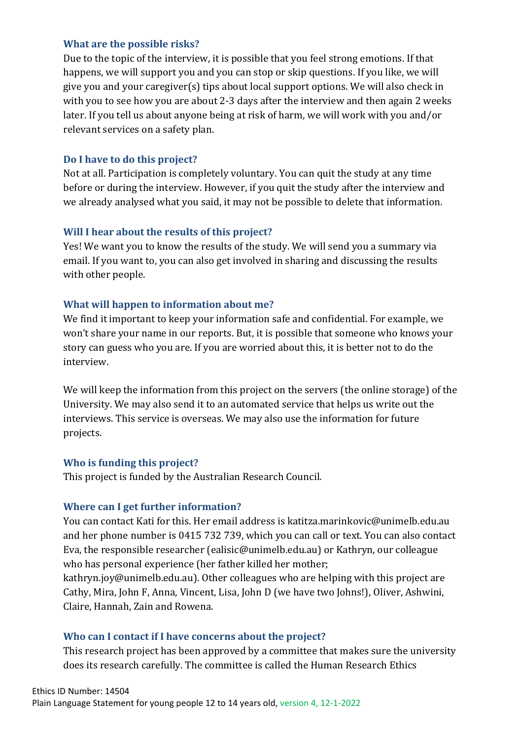### What are the possible risks?

Due to the topic of the interview, it is possible that you feel strong emotions. If that happens, we will support you and you can stop or skip questions. If you like, we will give you and your caregiver(s) tips about local support options. We will also check in with you to see how you are about 2-3 days after the interview and then again 2 weeks later. If you tell us about anyone being at risk of harm, we will work with you and/or relevant services on a safety plan.

### Do I have to do this project?

Not at all. Participation is completely voluntary. You can quit the study at any time before or during the interview. However, if you quit the study after the interview and we already analysed what you said, it may not be possible to delete that information.

### Will I hear about the results of this project?

Yes! We want you to know the results of the study. We will send you a summary via email. If you want to, you can also get involved in sharing and discussing the results with other people.

### What will happen to information about me?

We find it important to keep your information safe and confidential. For example, we won't share your name in our reports. But, it is possible that someone who knows your story can guess who you are. If you are worried about this, it is better not to do the interview.

We will keep the information from this project on the servers (the online storage) of the University. We may also send it to an automated service that helps us write out the interviews. This service is overseas. We may also use the information for future projects.

### Who is funding this project?

This project is funded by the Australian Research Council.

### Where can I get further information?

You can contact Kati for this. Her email address is katitza.marinkovic@unimelb.edu.au and her phone number is 0415 732 739, which you can call or text. You can also contact Eva, the responsible researcher (ealisic@unimelb.edu.au) or Kathryn, our colleague who has personal experience (her father killed her mother; kathryn.joy@unimelb.edu.au). Other colleagues who are helping with this project are Cathy, Mira, John F, Anna, Vincent, Lisa, John D (we have two Johns!), Oliver, Ashwini, Claire, Hannah, Zain and Rowena.

### Who can I contact if I have concerns about the project?

This research project has been approved by a committee that makes sure the university does its research carefully. The committee is called the Human Research Ethics

Ethics ID Number: 14504
Plain Language Statement for young people 12 to 14 years old, version 4, 12-1-2022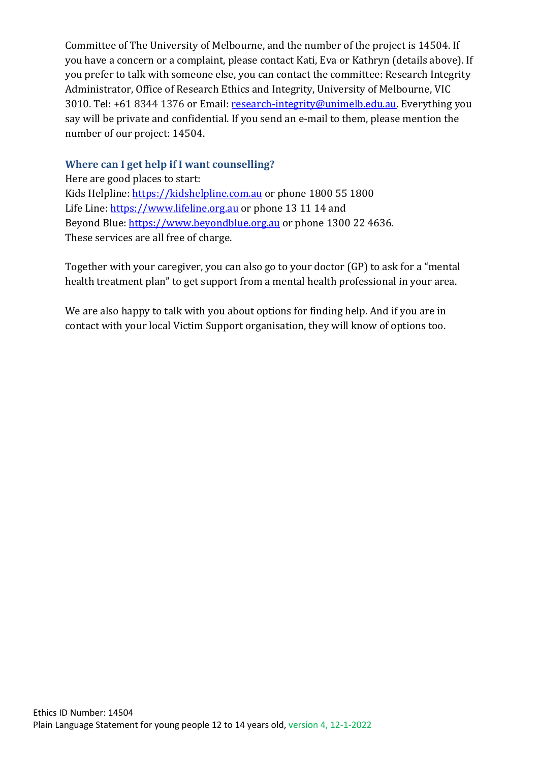Committee of The University of Melbourne, and the number of the project is 14504. If you have a concern or a complaint, please contact Kati, Eva or Kathryn (details above). If you prefer to talk with someone else, you can contact the committee: Research Integrity Administrator, Office of Research Ethics and Integrity, University of Melbourne, VIC 3010. Tel: +61 8344 1376 or Email: research-integrity@unimelb.edu.au. Everything you say will be private and confidential. If you send an e-mail to them, please mention the number of our project: 14504.

### Where can I get help if I want counselling?

Here are good places to start:
Kids Helpline: https://kidshelpline.com.au or phone 1800 55 1800
Life Line: https://www.lifeline.org.au or phone 13 11 14 and
Beyond Blue: https://www.beyondblue.org.au or phone 1300 22 4636.
These services are all free of charge.

Together with your caregiver, you can also go to your doctor (GP) to ask for a "mental health treatment plan" to get support from a mental health professional in your area.

We are also happy to talk with you about options for finding help. And if you are in contact with your local Victim Support organisation, they will know of options too.

Ethics ID Number: 14504
Plain Language Statement for young people 12 to 14 years old, version 4, 12-1-2022